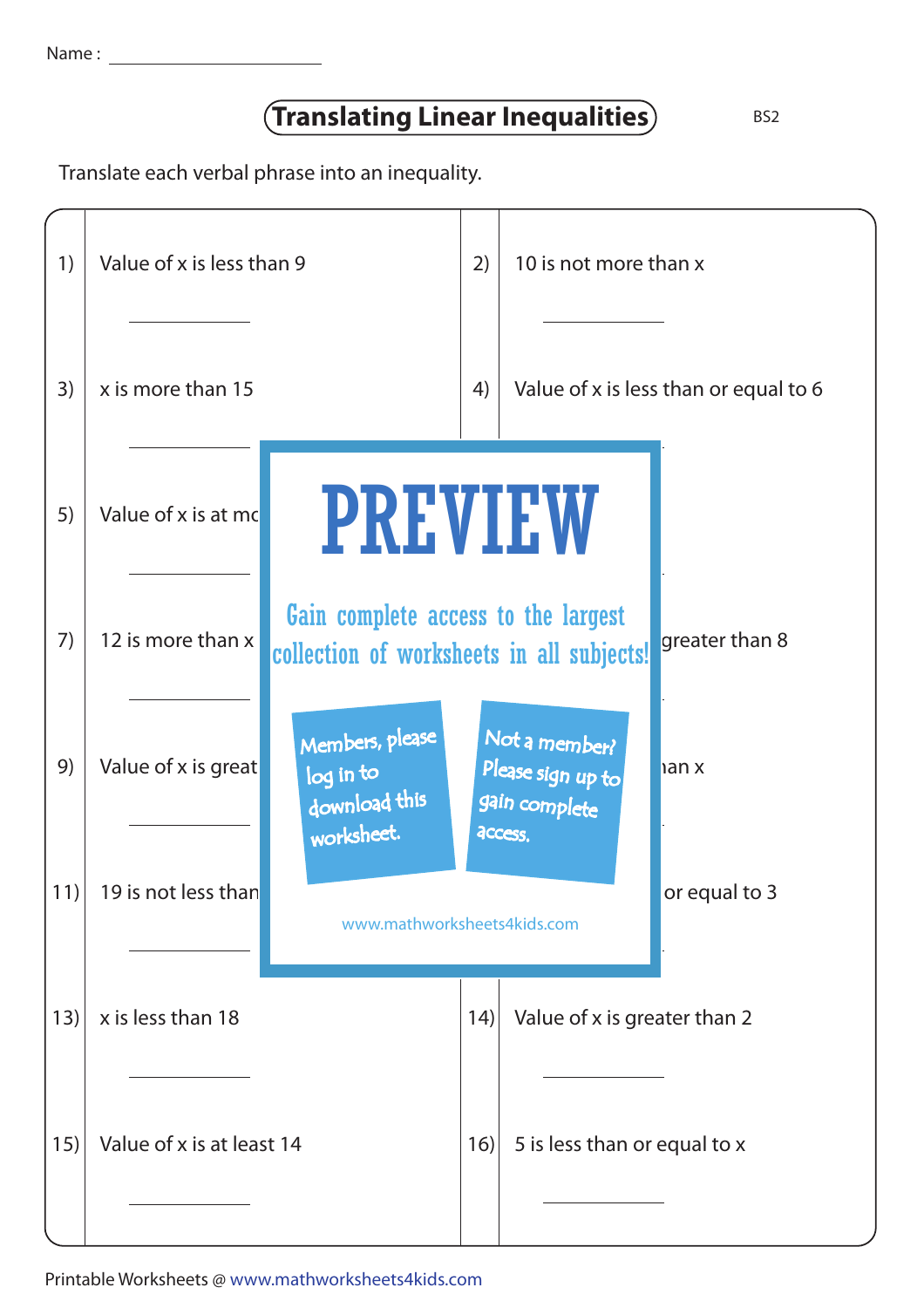Name : ______________________

# Translating Linear Inequalities

BS2

Translate each verbal phrase into an inequality.

1) Value of x is less than 9

__________

2) 10 is not more than x

__________

3) x is more than 15

__________

4) Value of x is less than or equal to 6

__________

5) Value of x is at mo

__________

7) 12 is more than x

__________

greater than 8

__________

9) Value of x is great

__________

han x

__________

11) 19 is not less than

__________

or equal to 3

__________

PREVIEW

Gain complete access to the largest collection of worksheets in all subjects!

Members, please log in to download this worksheet.

Not a member? Please sign up to gain complete access.

www.mathworksheets4kids.com

13) x is less than 18

__________

14) Value of x is greater than 2

__________

15) Value of x is at least 14

__________

16) 5 is less than or equal to x

__________

Printable Worksheets @ www.mathworksheets4kids.com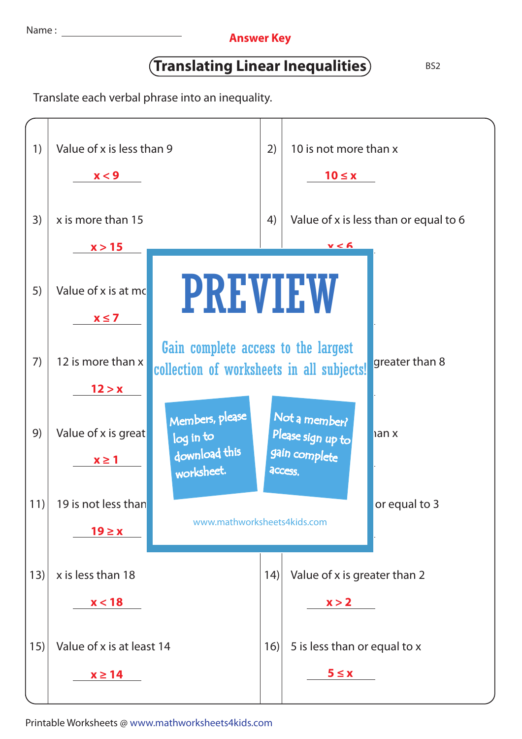Name : ____________________

**Answer Key**

# Translating Linear Inequalities

BS2

Translate each verbal phrase into an inequality.

1) Value of x is less than 9

$x < 9$

2) 10 is not more than x

$10 \le x$

3) x is more than 15

$x > 15$

4) Value of x is less than or equal to 6

$x \le 6$

5) Value of x is at mo

$x \le 7$

7) 12 is more than x

$12 > x$

greater than 8

9) Value of x is great

$x \ge 1$

ıan x

11) 19 is not less than

$19 \ge x$

or equal to 3

PREVIEW

Gain complete access to the largest collection of worksheets in all subjects!

Members, please log in to download this worksheet.

Not a member? Please sign up to gain complete access.

www.mathworksheets4kids.com

13) x is less than 18

$x < 18$

14) Value of x is greater than 2

$x > 2$

15) Value of x is at least 14

$x \ge 14$

16) 5 is less than or equal to x

$5 \le x$

Printable Worksheets @ www.mathworksheets4kids.com